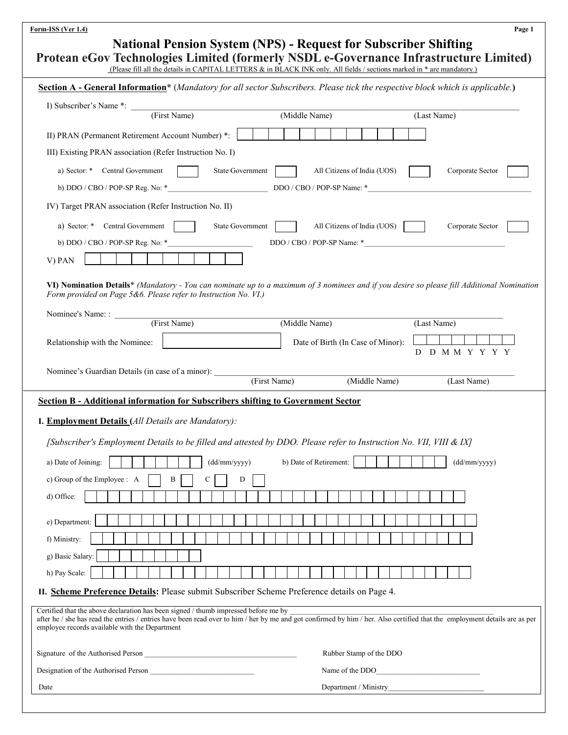Form-ISS (Ver 1.4)

# National Pension System (NPS) - Request for Subscriber Shifting

## Protean eGov Technologies Limited (formerly NSDL e-Governance Infrastructure Limited)

(Please fill all the details in CAPITAL LETTERS & in BLACK INK only. All fields / sections marked in * are mandatory.)

### Section A - General Information* (*Mandatory for all sector Subscribers. Please tick the respective block which is applicable.*)

I) Subscriber's Name *: ______________________________________________
(First Name) (Middle Name) (Last Name)

II) PRAN (Permanent Retirement Account Number) *: [ ][ ][ ][ ][ ][ ][ ][ ][ ][ ][ ][ ]

III) Existing PRAN association (Refer Instruction No. I)

a) Sector: * Central Government [ ] State Government [ ] All Citizens of India (UOS) [ ] Corporate Sector [ ]

b) DDO / CBO / POP-SP Reg. No: *__________________________ DDO / CBO / POP-SP Name: *__________________________

IV) Target PRAN association (Refer Instruction No. II)

a) Sector: * Central Government [ ] State Government [ ] All Citizens of India (UOS) [ ] Corporate Sector [ ]

b) DDO / CBO / POP-SP Reg. No: *__________________________ DDO / CBO / POP-SP Name: *__________________________

V) PAN [ ][ ][ ][ ][ ][ ][ ][ ][ ][ ]

**VI) Nomination Details*** *(Mandatory - You can nominate up to a maximum of 3 nominees and if you desire so please fill Additional Nomination Form provided on Page 5&6. Please refer to Instruction No. VI.)*

Nominee's Name: : ______________________________________________
(First Name) (Middle Name) (Last Name)

Relationship with the Nominee: [ ] Date of Birth (In Case of Minor): [ ][ ][ ][ ][ ][ ][ ][ ]
D D M M Y Y Y Y

Nominee's Guardian Details (in case of a minor): ______________________________________________
(First Name) (Middle Name) (Last Name)

### Section B - Additional information for Subscribers shifting to Government Sector

**I. Employment Details (***All Details are Mandatory):*

*[Subscriber's Employment Details to be filled and attested by DDO. Please refer to Instruction No. VII, VIII & IX]*

a) Date of Joining: [ ][ ][ ][ ][ ][ ][ ][ ] (dd/mm/yyyy) b) Date of Retirement: [ ][ ][ ][ ][ ][ ][ ][ ] (dd/mm/yyyy)

c) Group of the Employee : A [ ] B [ ] C [ ] D [ ]

d) Office: [ ]

e) Department: [ ]

f) Ministry: [ ]

g) Basic Salary: [ ]

h) Pay Scale: [ ]

**II. Scheme Preference Details:** Please submit Subscriber Scheme Preference details on Page 4.

Certified that the above declaration has been signed / thumb impressed before me by ______________________________________________ after he / she has read the entries / entries have been read over to him / her by me and got confirmed by him / her. Also certified that the employment details are as per employee records available with the Department

Signature of the Authorised Person __________________________ Rubber Stamp of the DDO

Designation of the Authorised Person __________________________ Name of the DDO__________________________

Date Department / Ministry__________________________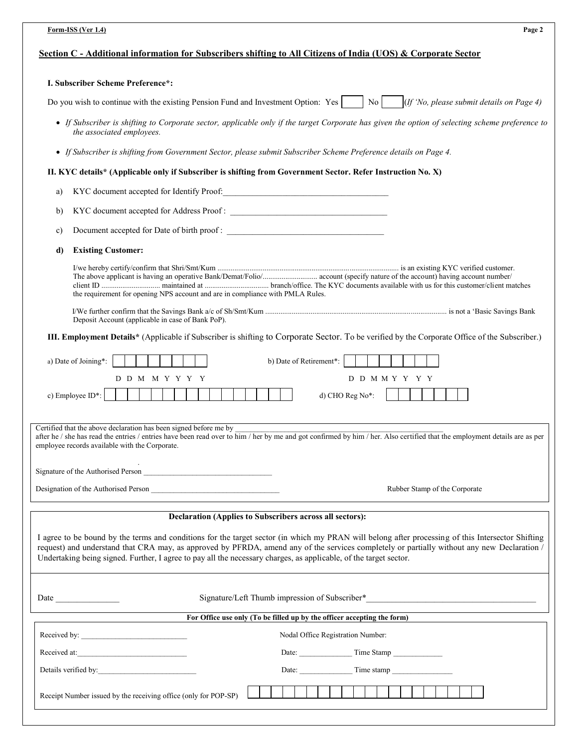## Section C - Additional information for Subscribers shifting to All Citizens of India (UOS) & Corporate Sector

### I. Subscriber Scheme Preference*:

Do you wish to continue with the existing Pension Fund and Investment Option: Yes [ ] No [ ] *(If 'No, please submit details on Page 4)*

- *If Subscriber is shifting to Corporate sector, applicable only if the target Corporate has given the option of selecting scheme preference to the associated employees.*
- *If Subscriber is shifting from Government Sector, please submit Subscriber Scheme Preference details on Page 4.*

### II. KYC details* (Applicable only if Subscriber is shifting from Government Sector. Refer Instruction No. X)

a) KYC document accepted for Identify Proof:_______________________________________

b) KYC document accepted for Address Proof : _____________________________________

c) Document accepted for Date of birth proof : _____________________________________

**d) Existing Customer:**

I/we hereby certify/confirm that Shri/Smt/Kum ................................................................................................ is an existing KYC verified customer. The above applicant is having an operative Bank/Demat/Folio/............................ account (specify nature of the account) having account number/ client ID .............................. maintained at ................................. branch/office. The KYC documents available with us for this customer/client matches the requirement for opening NPS account and are in compliance with PMLA Rules.

I/We further confirm that the Savings Bank a/c of Sh/Smt/Kum ............................................................................................... is not a 'Basic Savings Bank Deposit Account (applicable in case of Bank PoP).

### III. Employment Details* (Applicable if Subscriber is shifting to Corporate Sector. To be verified by the Corporate Office of the Subscriber.)

a) Date of Joining*: [ | | | | | | | ]
D D M M Y Y Y Y

b) Date of Retirement*: [ | | | | | | | ]
D D M M Y Y Y Y

c) Employee ID*: [ | | | | | | | | | | | | | | | ]

d) CHO Reg No*: [ | | | | | | | ]

Certified that the above declaration has been signed before me by _______________________________________________________
after he / she has read the entries / entries have been read over to him / her by me and got confirmed by him / her. Also certified that the employment details are as per employee records available with the Corporate.

Signature of the Authorised Person _________________________________

Designation of the Authorised Person _________________________________

Rubber Stamp of the Corporate

**Declaration (Applies to Subscribers across all sectors):**

I agree to be bound by the terms and conditions for the target sector (in which my PRAN will belong after processing of this Intersector Shifting request) and understand that CRA may, as approved by PFRDA, amend any of the services completely or partially without any new Declaration / Undertaking being signed. Further, I agree to pay all the necessary charges, as applicable, of the target sector.

Date _______________ Signature/Left Thumb impression of Subscriber*________________________________________

**For Office use only (To be filled up by the officer accepting the form)**

Received by: ____________________________ Nodal Office Registration Number:

Received at:_____________________________ Date: _____________ Time Stamp ____________

Details verified by:_________________________ Date: _____________ Time stamp _______________

Receipt Number issued by the receiving office (only for POP-SP) [ | | | | | | | | | | | | | | | | | | | | ]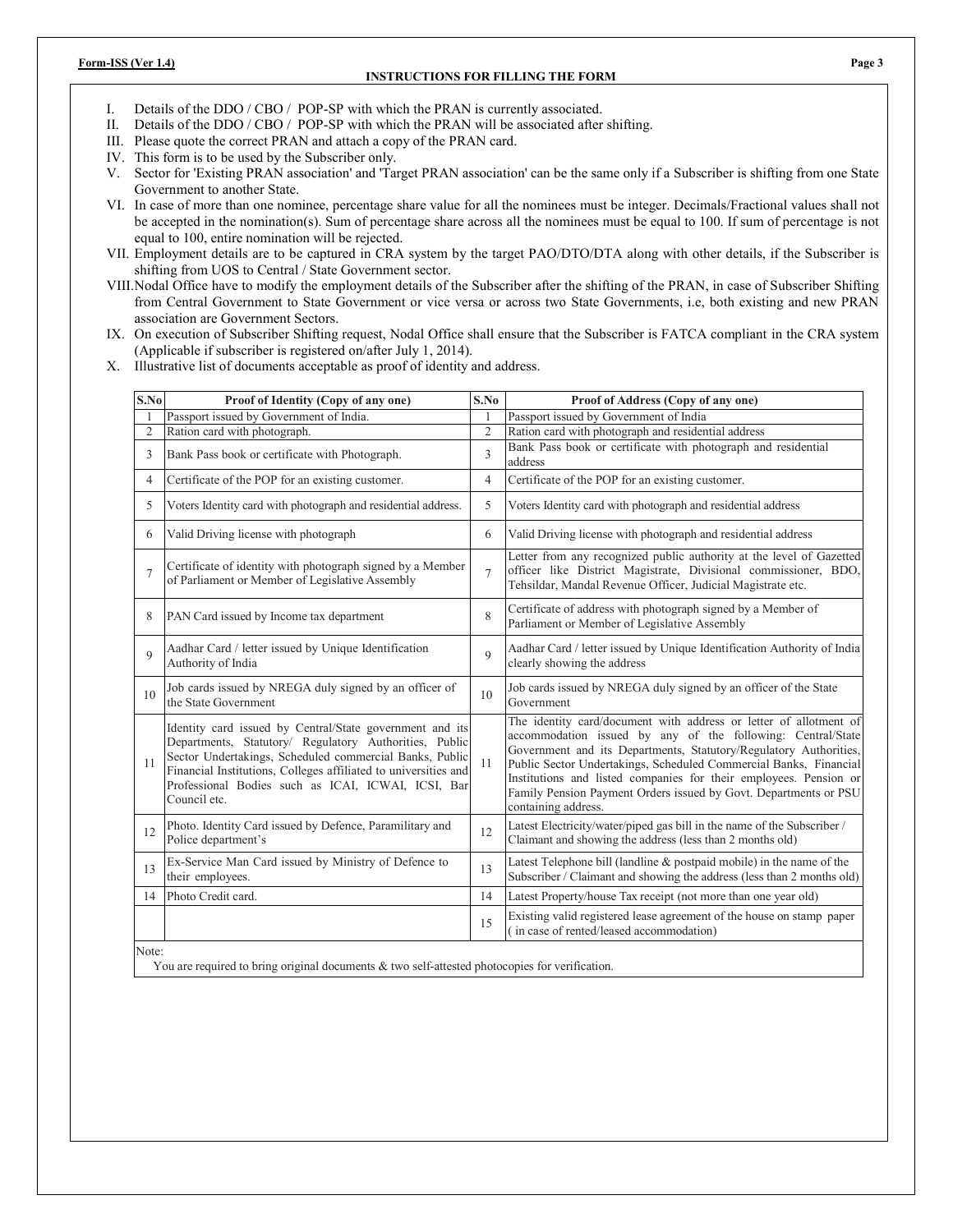## INSTRUCTIONS FOR FILLING THE FORM

I. Details of the DDO / CBO / POP-SP with which the PRAN is currently associated.

II. Details of the DDO / CBO / POP-SP with which the PRAN will be associated after shifting.

III. Please quote the correct PRAN and attach a copy of the PRAN card.

IV. This form is to be used by the Subscriber only.

V. Sector for 'Existing PRAN association' and 'Target PRAN association' can be the same only if a Subscriber is shifting from one State Government to another State.

VI. In case of more than one nominee, percentage share value for all the nominees must be integer. Decimals/Fractional values shall not be accepted in the nomination(s). Sum of percentage share across all the nominees must be equal to 100. If sum of percentage is not equal to 100, entire nomination will be rejected.

VII. Employment details are to be captured in CRA system by the target PAO/DTO/DTA along with other details, if the Subscriber is shifting from UOS to Central / State Government sector.

VIII. Nodal Office have to modify the employment details of the Subscriber after the shifting of the PRAN, in case of Subscriber Shifting from Central Government to State Government or vice versa or across two State Governments, i.e, both existing and new PRAN association are Government Sectors.

IX. On execution of Subscriber Shifting request, Nodal Office shall ensure that the Subscriber is FATCA compliant in the CRA system (Applicable if subscriber is registered on/after July 1, 2014).

X. Illustrative list of documents acceptable as proof of identity and address.

| S.No | Proof of Identity (Copy of any one) | S.No | Proof of Address (Copy of any one) |
|---|---|---|---|
| 1 | Passport issued by Government of India. | 1 | Passport issued by Government of India |
| 2 | Ration card with photograph. | 2 | Ration card with photograph and residential address |
| 3 | Bank Pass book or certificate with Photograph. | 3 | Bank Pass book or certificate with photograph and residential address |
| 4 | Certificate of the POP for an existing customer. | 4 | Certificate of the POP for an existing customer. |
| 5 | Voters Identity card with photograph and residential address. | 5 | Voters Identity card with photograph and residential address |
| 6 | Valid Driving license with photograph | 6 | Valid Driving license with photograph and residential address |
| 7 | Certificate of identity with photograph signed by a Member of Parliament or Member of Legislative Assembly | 7 | Letter from any recognized public authority at the level of Gazetted officer like District Magistrate, Divisional commissioner, BDO, Tehsildar, Mandal Revenue Officer, Judicial Magistrate etc. |
| 8 | PAN Card issued by Income tax department | 8 | Certificate of address with photograph signed by a Member of Parliament or Member of Legislative Assembly |
| 9 | Aadhar Card / letter issued by Unique Identification Authority of India | 9 | Aadhar Card / letter issued by Unique Identification Authority of India clearly showing the address |
| 10 | Job cards issued by NREGA duly signed by an officer of the State Government | 10 | Job cards issued by NREGA duly signed by an officer of the State Government |
| 11 | Identity card issued by Central/State government and its Departments, Statutory/ Regulatory Authorities, Public Sector Undertakings, Scheduled commercial Banks, Public Financial Institutions, Colleges affiliated to universities and Professional Bodies such as ICAI, ICWAI, ICSI, Bar Council etc. | 11 | The identity card/document with address or letter of allotment of accommodation issued by any of the following: Central/State Government and its Departments, Statutory/Regulatory Authorities, Public Sector Undertakings, Scheduled Commercial Banks, Financial Institutions and listed companies for their employees. Pension or Family Pension Payment Orders issued by Govt. Departments or PSU containing address. |
| 12 | Photo. Identity Card issued by Defence, Paramilitary and Police department's | 12 | Latest Electricity/water/piped gas bill in the name of the Subscriber / Claimant and showing the address (less than 2 months old) |
| 13 | Ex-Service Man Card issued by Ministry of Defence to their employees. | 13 | Latest Telephone bill (landline & postpaid mobile) in the name of the Subscriber / Claimant and showing the address (less than 2 months old) |
| 14 | Photo Credit card. | 14 | Latest Property/house Tax receipt (not more than one year old) |
| | | 15 | Existing valid registered lease agreement of the house on stamp paper ( in case of rented/leased accommodation) |

Note:
You are required to bring original documents & two self-attested photocopies for verification.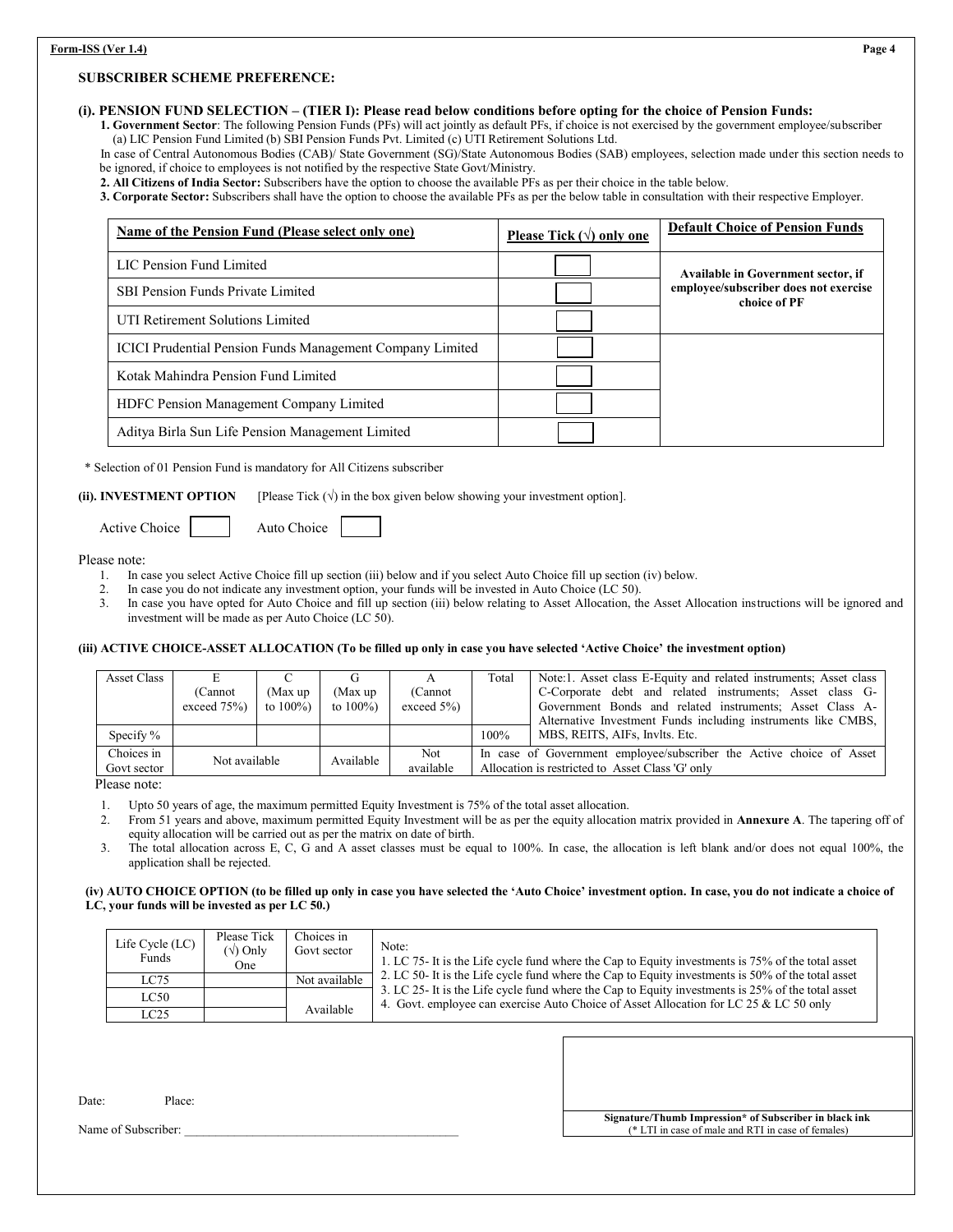## SUBSCRIBER SCHEME PREFERENCE:

### (i). PENSION FUND SELECTION – (TIER I): Please read below conditions before opting for the choice of Pension Funds:

**1. Government Sector**: The following Pension Funds (PFs) will act jointly as default PFs, if choice is not exercised by the government employee/subscriber (a) LIC Pension Fund Limited (b) SBI Pension Funds Pvt. Limited (c) UTI Retirement Solutions Ltd.

In case of Central Autonomous Bodies (CAB)/ State Government (SG)/State Autonomous Bodies (SAB) employees, selection made under this section needs to be ignored, if choice to employees is not notified by the respective State Govt/Ministry.

**2. All Citizens of India Sector:** Subscribers have the option to choose the available PFs as per their choice in the table below.

**3. Corporate Sector:** Subscribers shall have the option to choose the available PFs as per the below table in consultation with their respective Employer.

| Name of the Pension Fund (Please select only one) | Please Tick (√) only one | Default Choice of Pension Funds |
|---|---|---|
| LIC Pension Fund Limited | | Available in Government sector, if employee/subscriber does not exercise choice of PF |
| SBI Pension Funds Private Limited | | |
| UTI Retirement Solutions Limited | | |
| ICICI Prudential Pension Funds Management Company Limited | | |
| Kotak Mahindra Pension Fund Limited | | |
| HDFC Pension Management Company Limited | | |
| Aditya Birla Sun Life Pension Management Limited | | |

* Selection of 01 Pension Fund is mandatory for All Citizens subscriber

**(ii). INVESTMENT OPTION** [Please Tick (√) in the box given below showing your investment option].

Active Choice ☐ Auto Choice ☐

Please note:

1. In case you select Active Choice fill up section (iii) below and if you select Auto Choice fill up section (iv) below.
2. In case you do not indicate any investment option, your funds will be invested in Auto Choice (LC 50).
3. In case you have opted for Auto Choice and fill up section (iii) below relating to Asset Allocation, the Asset Allocation instructions will be ignored and investment will be made as per Auto Choice (LC 50).

**(iii) ACTIVE CHOICE-ASSET ALLOCATION (To be filled up only in case you have selected 'Active Choice' the investment option)**

| Asset Class | E (Cannot exceed 75%) | C (Max up to 100%) | G (Max up to 100%) | A (Cannot exceed 5%) | Total | Note:1. Asset class E-Equity and related instruments; Asset class C-Corporate debt and related instruments; Asset class G-Government Bonds and related instruments; Asset Class A-Alternative Investment Funds including instruments like CMBS, MBS, REITS, AIFs, Invlts. Etc. |
|---|---|---|---|---|---|---|
| Specify % | | | | | 100% | |
| Choices in Govt sector | Not available | | Available | Not available | In case of Government employee/subscriber the Active choice of Asset Allocation is restricted to Asset Class 'G' only | |

Please note:

1. Upto 50 years of age, the maximum permitted Equity Investment is 75% of the total asset allocation.
2. From 51 years and above, maximum permitted Equity Investment will be as per the equity allocation matrix provided in **Annexure A**. The tapering off of equity allocation will be carried out as per the matrix on date of birth.
3. The total allocation across E, C, G and A asset classes must be equal to 100%. In case, the allocation is left blank and/or does not equal 100%, the application shall be rejected.

**(iv) AUTO CHOICE OPTION (to be filled up only in case you have selected the 'Auto Choice' investment option. In case, you do not indicate a choice of LC, your funds will be invested as per LC 50.)**

| Life Cycle (LC) Funds | Please Tick (√) Only One | Choices in Govt sector | Note: |
|---|---|---|---|
| LC75 | | Not available | 1. LC 75- It is the Life cycle fund where the Cap to Equity investments is 75% of the total asset<br>2. LC 50- It is the Life cycle fund where the Cap to Equity investments is 50% of the total asset<br>3. LC 25- It is the Life cycle fund where the Cap to Equity investments is 25% of the total asset<br>4. Govt. employee can exercise Auto Choice of Asset Allocation for LC 25 & LC 50 only |
| LC50 | | Available | |
| LC25 | | | |

Date: Place:

Name of Subscriber: \_\_\_\_\_\_\_\_\_\_\_\_\_\_\_\_\_\_\_\_\_\_\_\_\_\_\_\_\_\_\_\_\_\_\_\_\_\_\_\_\_\_

**Signature/Thumb Impression* of Subscriber in black ink**
(* LTI in case of male and RTI in case of females)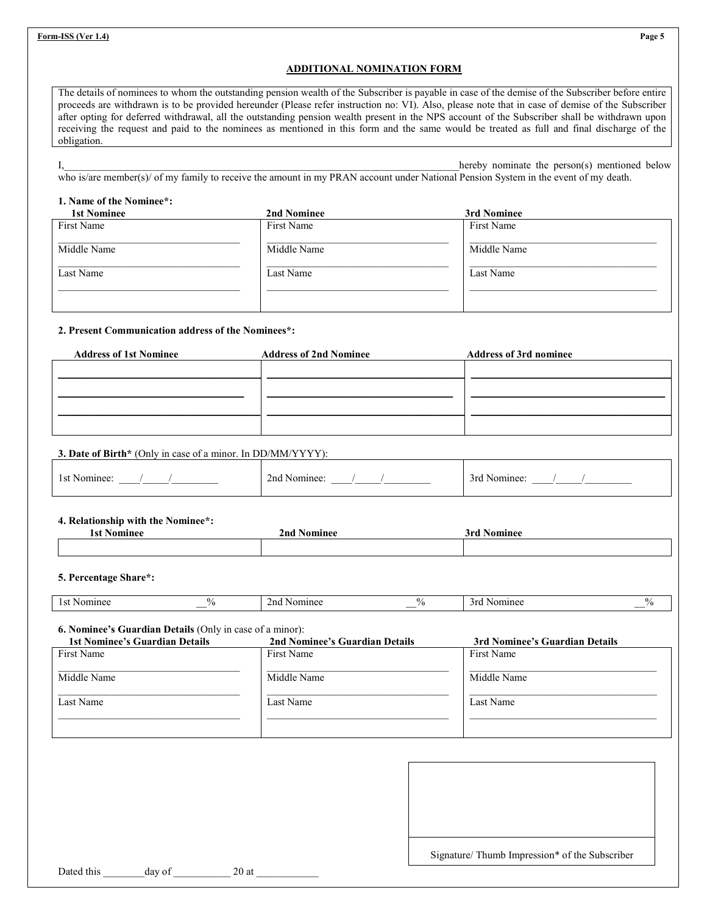## ADDITIONAL NOMINATION FORM

The details of nominees to whom the outstanding pension wealth of the Subscriber is payable in case of the demise of the Subscriber before entire proceeds are withdrawn is to be provided hereunder (Please refer instruction no: VI). Also, please note that in case of demise of the Subscriber after opting for deferred withdrawal, all the outstanding pension wealth present in the NPS account of the Subscriber shall be withdrawn upon receiving the request and paid to the nominees as mentioned in this form and the same would be treated as full and final discharge of the obligation.

I,\_\_\_\_\_\_\_\_\_\_\_\_\_\_\_\_\_\_\_\_\_\_\_\_\_\_\_\_\_\_\_\_\_\_\_\_\_\_\_\_\_\_\_\_\_\_\_\_\_\_\_\_\_\_\_\_\_\_\_\_\_\_\_\_\_\_\_\_\_\_hereby nominate the person(s) mentioned below who is/are member(s)/ of my family to receive the amount in my PRAN account under National Pension System in the event of my death.

**1. Name of the Nominee\*:**

| 1st Nominee | 2nd Nominee | 3rd Nominee |
|---|---|---|
| First Name \_\_\_\_\_\_\_\_\_\_\_\_\_\_\_\_ | First Name \_\_\_\_\_\_\_\_\_\_\_\_\_\_\_\_ | First Name \_\_\_\_\_\_\_\_\_\_\_\_\_\_\_\_ |
| Middle Name \_\_\_\_\_\_\_\_\_\_\_\_\_\_\_\_ | Middle Name \_\_\_\_\_\_\_\_\_\_\_\_\_\_\_\_ | Middle Name \_\_\_\_\_\_\_\_\_\_\_\_\_\_\_\_ |
| Last Name \_\_\_\_\_\_\_\_\_\_\_\_\_\_\_\_ | Last Name \_\_\_\_\_\_\_\_\_\_\_\_\_\_\_\_ | Last Name \_\_\_\_\_\_\_\_\_\_\_\_\_\_\_\_ |

**2. Present Communication address of the Nominees\*:**

| Address of 1st Nominee | Address of 2nd Nominee | Address of 3rd nominee |
|---|---|---|
| \_\_\_\_\_\_\_\_\_\_\_\_\_\_\_\_ | \_\_\_\_\_\_\_\_\_\_\_\_\_\_\_\_ | \_\_\_\_\_\_\_\_\_\_\_\_\_\_\_\_ |
| \_\_\_\_\_\_\_\_\_\_\_\_\_\_\_\_ | \_\_\_\_\_\_\_\_\_\_\_\_\_\_\_\_ | \_\_\_\_\_\_\_\_\_\_\_\_\_\_\_\_ |
| \_\_\_\_\_\_\_\_\_\_\_\_\_\_\_\_ | \_\_\_\_\_\_\_\_\_\_\_\_\_\_\_\_ | \_\_\_\_\_\_\_\_\_\_\_\_\_\_\_\_ |

**3. Date of Birth\*** (Only in case of a minor. In DD/MM/YYYY):

| 1st Nominee: \_\_\_\_/\_\_\_\_\_/\_\_\_\_\_\_\_\_\_ | 2nd Nominee: \_\_\_\_/\_\_\_\_\_/\_\_\_\_\_\_\_\_\_ | 3rd Nominee: \_\_\_\_/\_\_\_\_\_/\_\_\_\_\_\_\_\_\_ |
|---|---|---|

**4. Relationship with the Nominee\*:**

| 1st Nominee | 2nd Nominee | 3rd Nominee |
|---|---|---|
| | | |

**5. Percentage Share\*:**

| 1st Nominee \_\_% | 2nd Nominee \_\_% | 3rd Nominee \_\_% |
|---|---|---|

**6. Nominee's Guardian Details** (Only in case of a minor):

| 1st Nominee's Guardian Details | 2nd Nominee's Guardian Details | 3rd Nominee's Guardian Details |
|---|---|---|
| First Name \_\_\_\_\_\_\_\_\_\_\_\_\_\_\_\_ | First Name \_\_\_\_\_\_\_\_\_\_\_\_\_\_\_\_ | First Name \_\_\_\_\_\_\_\_\_\_\_\_\_\_\_\_ |
| Middle Name \_\_\_\_\_\_\_\_\_\_\_\_\_\_\_\_ | Middle Name \_\_\_\_\_\_\_\_\_\_\_\_\_\_\_\_ | Middle Name \_\_\_\_\_\_\_\_\_\_\_\_\_\_\_\_ |
| Last Name \_\_\_\_\_\_\_\_\_\_\_\_\_\_\_\_ | Last Name \_\_\_\_\_\_\_\_\_\_\_\_\_\_\_\_ | Last Name \_\_\_\_\_\_\_\_\_\_\_\_\_\_\_\_ |

Signature/ Thumb Impression\* of the Subscriber

Dated this \_\_\_\_\_\_\_\_day of \_\_\_\_\_\_\_\_\_\_\_ 20 at \_\_\_\_\_\_\_\_\_\_\_\_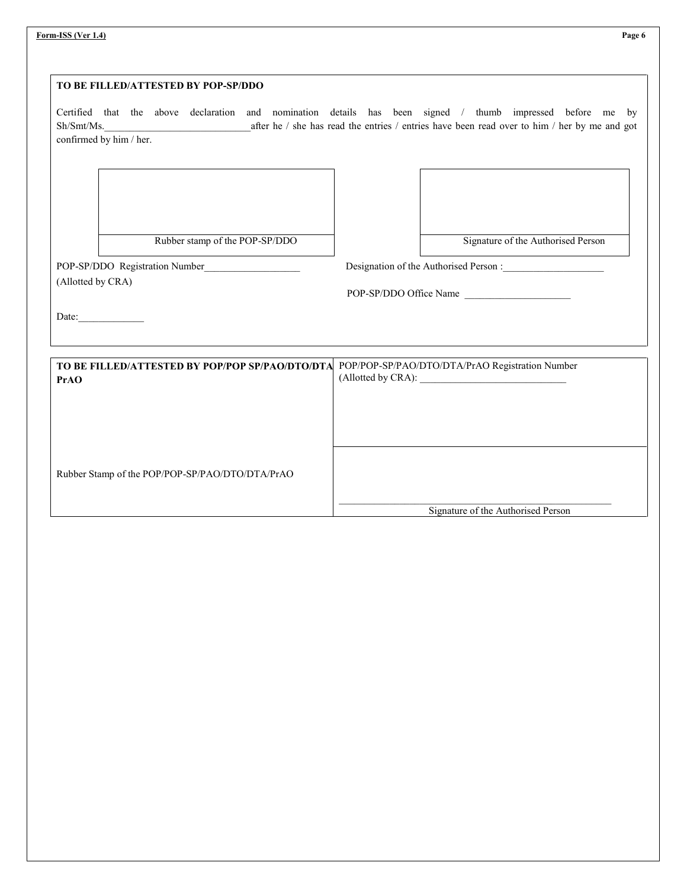**TO BE FILLED/ATTESTED BY POP-SP/DDO**

Certified that the above declaration and nomination details has been signed / thumb impressed before me by Sh/Smt/Ms.____________________________after he / she has read the entries / entries have been read over to him / her by me and got confirmed by him / her.

| Rubber stamp of the POP-SP/DDO | Signature of the Authorised Person |
|---|---|

POP-SP/DDO Registration Number___________________
(Allotted by CRA)

Designation of the Authorised Person :____________________

POP-SP/DDO Office Name _____________________

Date:_____________

| **TO BE FILLED/ATTESTED BY POP/POP SP/PAO/DTO/DTA PrAO** | POP/POP-SP/PAO/DTO/DTA/PrAO Registration Number (Allotted by CRA): _____________________________ |
|---|---|
| Rubber Stamp of the POP/POP-SP/PAO/DTO/DTA/PrAO | ______________________________________________<br>Signature of the Authorised Person |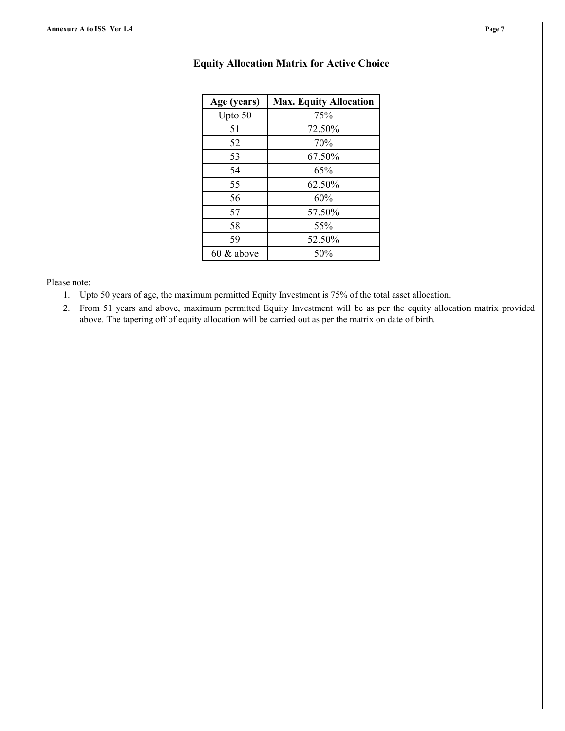## Equity Allocation Matrix for Active Choice

| Age (years) | Max. Equity Allocation |
|---|---|
| Upto 50 | 75% |
| 51 | 72.50% |
| 52 | 70% |
| 53 | 67.50% |
| 54 | 65% |
| 55 | 62.50% |
| 56 | 60% |
| 57 | 57.50% |
| 58 | 55% |
| 59 | 52.50% |
| 60 & above | 50% |

Please note:

1. Upto 50 years of age, the maximum permitted Equity Investment is 75% of the total asset allocation.
2. From 51 years and above, maximum permitted Equity Investment will be as per the equity allocation matrix provided above. The tapering off of equity allocation will be carried out as per the matrix on date of birth.